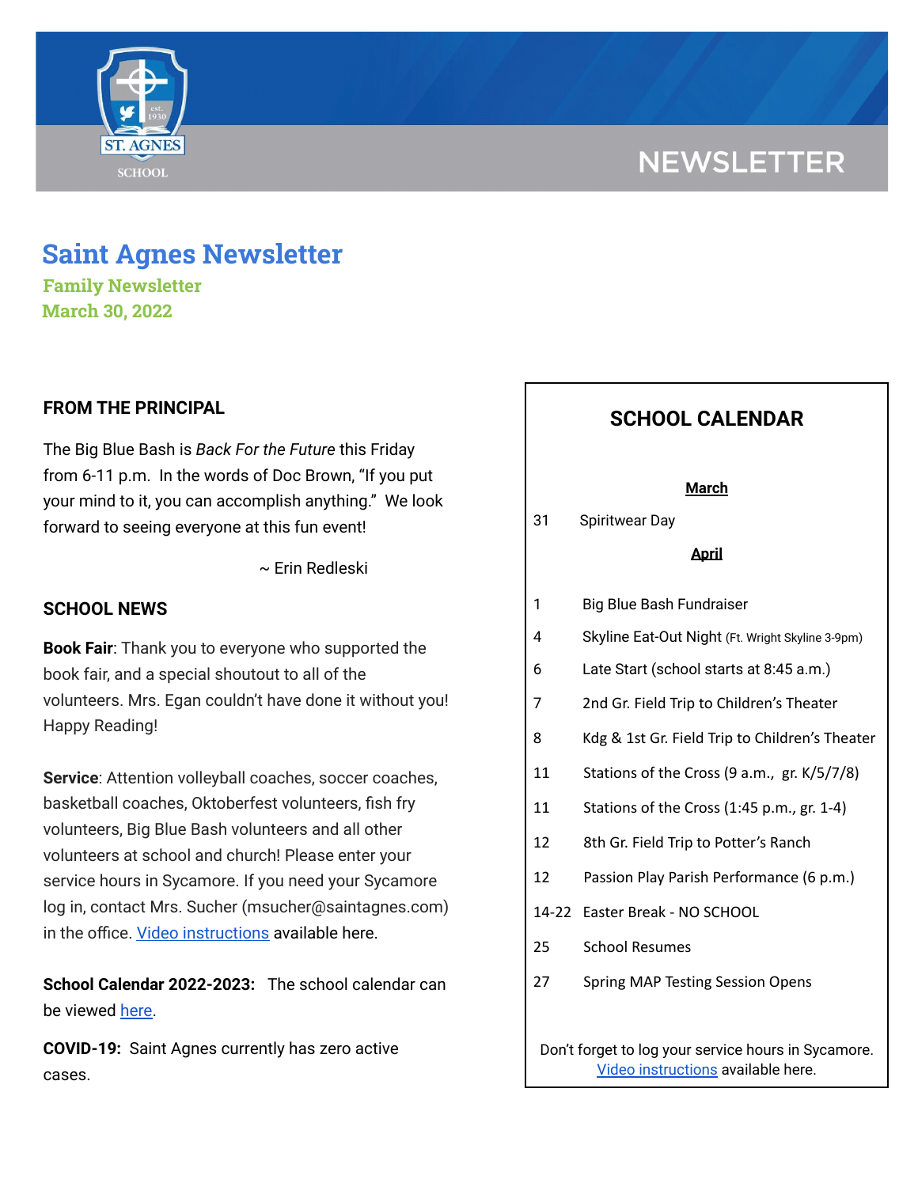NEWSLETTER

# Saint Agnes Newsletter

**Family Newsletter**
**March 30, 2022**

## FROM THE PRINCIPAL

The Big Blue Bash is *Back For the Future* this Friday from 6-11 p.m. In the words of Doc Brown, "If you put your mind to it, you can accomplish anything." We look forward to seeing everyone at this fun event!

~ Erin Redleski

## SCHOOL NEWS

**Book Fair**: Thank you to everyone who supported the book fair, and a special shoutout to all of the volunteers. Mrs. Egan couldn't have done it without you! Happy Reading!

**Service**: Attention volleyball coaches, soccer coaches, basketball coaches, Oktoberfest volunteers, fish fry volunteers, Big Blue Bash volunteers and all other volunteers at school and church! Please enter your service hours in Sycamore. If you need your Sycamore log in, contact Mrs. Sucher (msucher@saintagnes.com) in the office. Video instructions available here.

**School Calendar 2022-2023:** The school calendar can be viewed here.

**COVID-19:** Saint Agnes currently has zero active cases.

## SCHOOL CALENDAR

**March**

| | |
|---|---|
| 31 | Spiritwear Day |

**April**

| | |
|---|---|
| 1 | Big Blue Bash Fundraiser |
| 4 | Skyline Eat-Out Night (Ft. Wright Skyline 3-9pm) |
| 6 | Late Start (school starts at 8:45 a.m.) |
| 7 | 2nd Gr. Field Trip to Children's Theater |
| 8 | Kdg & 1st Gr. Field Trip to Children's Theater |
| 11 | Stations of the Cross (9 a.m., gr. K/5/7/8) |
| 11 | Stations of the Cross (1:45 p.m., gr. 1-4) |
| 12 | 8th Gr. Field Trip to Potter's Ranch |
| 12 | Passion Play Parish Performance (6 p.m.) |
| 14-22 | Easter Break - NO SCHOOL |
| 25 | School Resumes |
| 27 | Spring MAP Testing Session Opens |

Don't forget to log your service hours in Sycamore. Video instructions available here.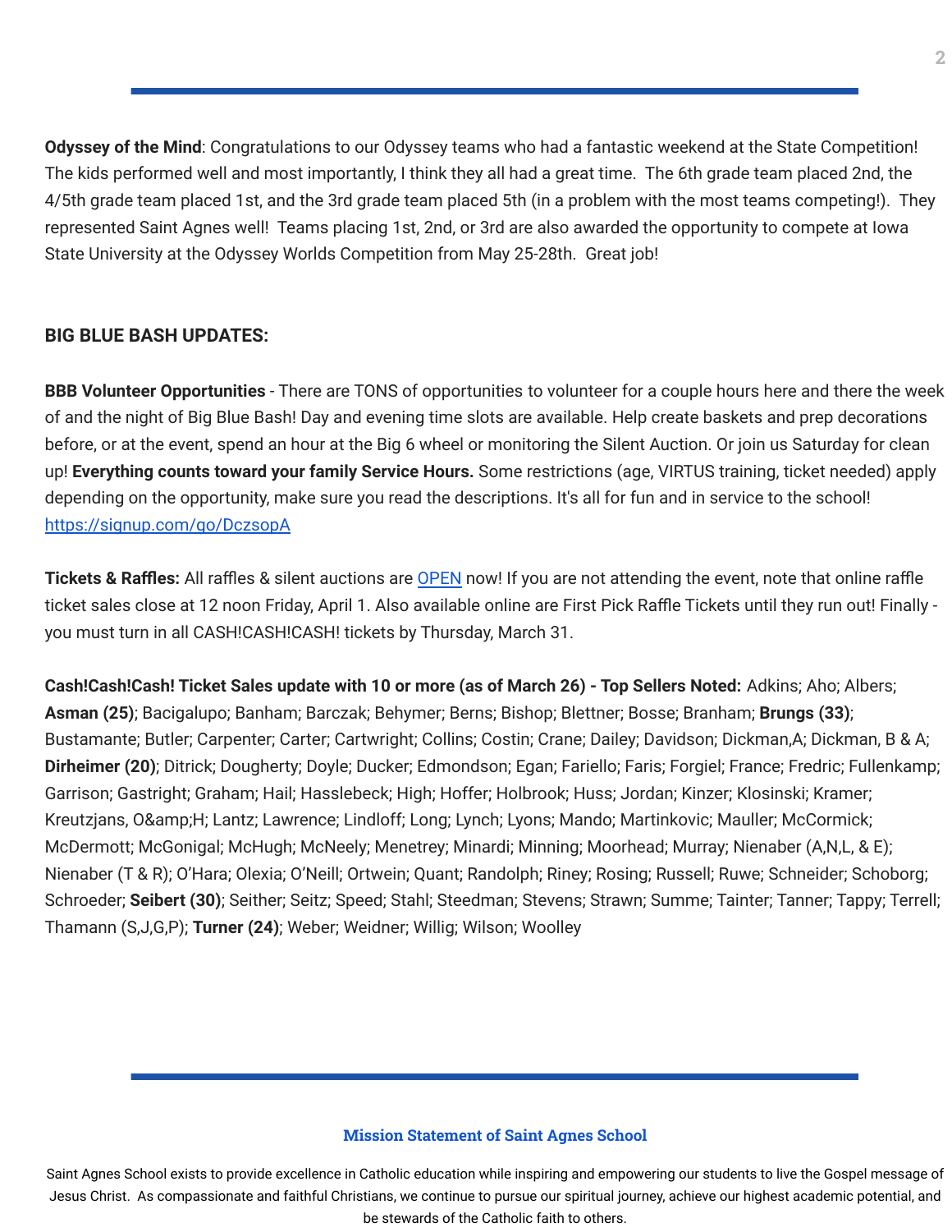**Odyssey of the Mind**: Congratulations to our Odyssey teams who had a fantastic weekend at the State Competition! The kids performed well and most importantly, I think they all had a great time. The 6th grade team placed 2nd, the 4/5th grade team placed 1st, and the 3rd grade team placed 5th (in a problem with the most teams competing!). They represented Saint Agnes well! Teams placing 1st, 2nd, or 3rd are also awarded the opportunity to compete at Iowa State University at the Odyssey Worlds Competition from May 25-28th. Great job!

### BIG BLUE BASH UPDATES:

**BBB Volunteer Opportunities** - There are TONS of opportunities to volunteer for a couple hours here and there the week of and the night of Big Blue Bash! Day and evening time slots are available. Help create baskets and prep decorations before, or at the event, spend an hour at the Big 6 wheel or monitoring the Silent Auction. Or join us Saturday for clean up! **Everything counts toward your family Service Hours.** Some restrictions (age, VIRTUS training, ticket needed) apply depending on the opportunity, make sure you read the descriptions. It's all for fun and in service to the school! https://signup.com/go/DczsopA

**Tickets & Raffles:** All raffles & silent auctions are OPEN now! If you are not attending the event, note that online raffle ticket sales close at 12 noon Friday, April 1. Also available online are First Pick Raffle Tickets until they run out! Finally - you must turn in all CASH!CASH!CASH! tickets by Thursday, March 31.

**Cash!Cash!Cash! Ticket Sales update with 10 or more (as of March 26) - Top Sellers Noted:** Adkins; Aho; Albers; **Asman (25)**; Bacigalupo; Banham; Barczak; Behymer; Berns; Bishop; Blettner; Bosse; Branham; **Brungs (33)**; Bustamante; Butler; Carpenter; Carter; Cartwright; Collins; Costin; Crane; Dailey; Davidson; Dickman,A; Dickman, B & A; **Dirheimer (20)**; Ditrick; Dougherty; Doyle; Ducker; Edmondson; Egan; Fariello; Faris; Forgiel; France; Fredric; Fullenkamp; Garrison; Gastright; Graham; Hail; Hasslebeck; High; Hoffer; Holbrook; Huss; Jordan; Kinzer; Klosinski; Kramer; Kreutzjans, O&amp;H; Lantz; Lawrence; Lindloff; Long; Lynch; Lyons; Mando; Martinkovic; Mauller; McCormick; McDermott; McGonigal; McHugh; McNeely; Menetrey; Minardi; Minning; Moorhead; Murray; Nienaber (A,N,L, & E); Nienaber (T & R); O'Hara; Olexia; O'Neill; Ortwein; Quant; Randolph; Riney; Rosing; Russell; Ruwe; Schneider; Schoborg; Schroeder; **Seibert (30)**; Seither; Seitz; Speed; Stahl; Steedman; Stevens; Strawn; Summe; Tainter; Tanner; Tappy; Terrell; Thamann (S,J,G,P); **Turner (24)**; Weber; Weidner; Willig; Wilson; Woolley

### Mission Statement of Saint Agnes School

Saint Agnes School exists to provide excellence in Catholic education while inspiring and empowering our students to live the Gospel message of Jesus Christ. As compassionate and faithful Christians, we continue to pursue our spiritual journey, achieve our highest academic potential, and be stewards of the Catholic faith to others.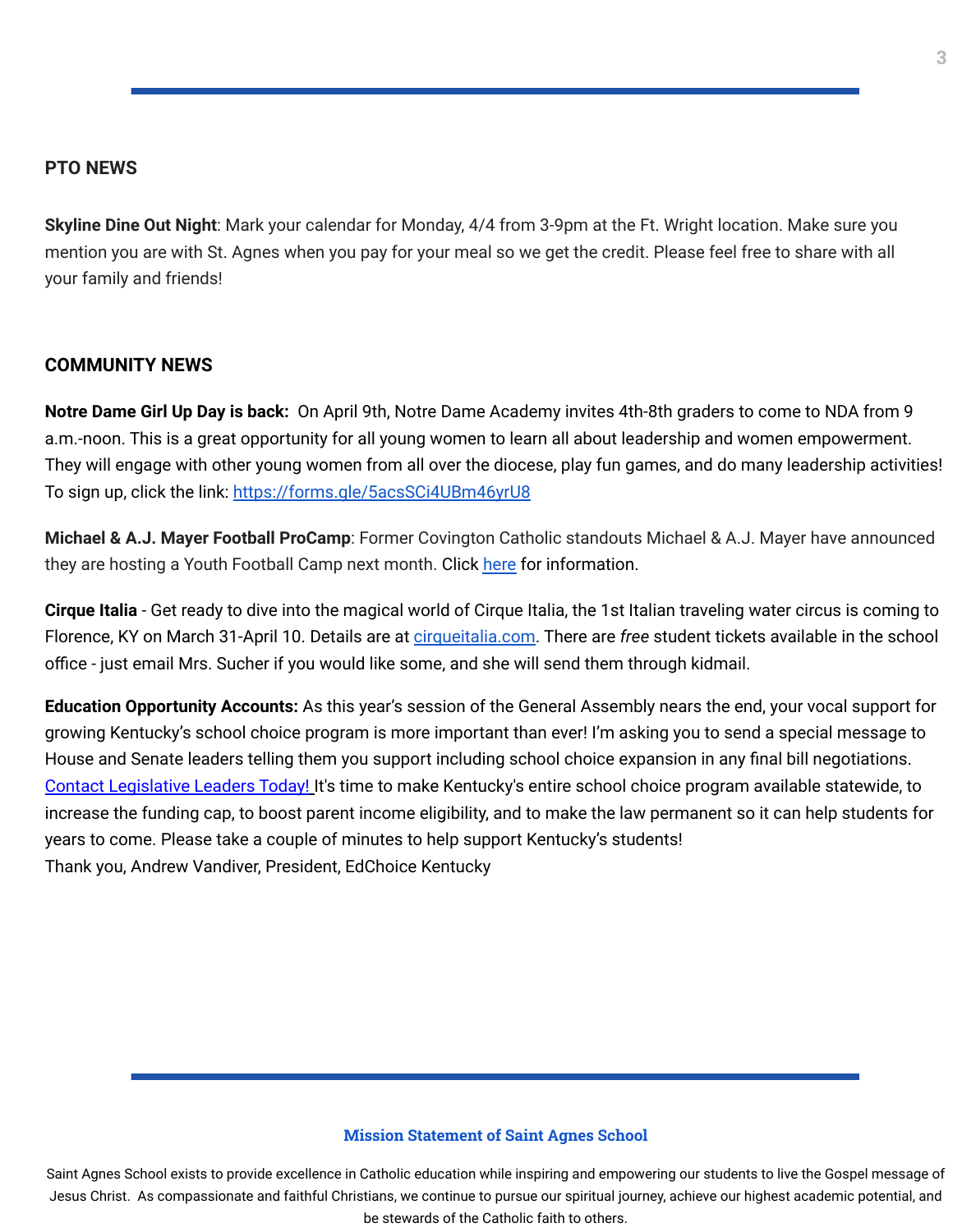## PTO NEWS

**Skyline Dine Out Night**: Mark your calendar for Monday, 4/4 from 3-9pm at the Ft. Wright location. Make sure you mention you are with St. Agnes when you pay for your meal so we get the credit. Please feel free to share with all your family and friends!

## COMMUNITY NEWS

**Notre Dame Girl Up Day is back:** On April 9th, Notre Dame Academy invites 4th-8th graders to come to NDA from 9 a.m.-noon. This is a great opportunity for all young women to learn all about leadership and women empowerment. They will engage with other young women from all over the diocese, play fun games, and do many leadership activities! To sign up, click the link: https://forms.gle/5acsSCi4UBm46yrU8

**Michael & A.J. Mayer Football ProCamp**: Former Covington Catholic standouts Michael & A.J. Mayer have announced they are hosting a Youth Football Camp next month. Click here for information.

**Cirque Italia** - Get ready to dive into the magical world of Cirque Italia, the 1st Italian traveling water circus is coming to Florence, KY on March 31-April 10. Details are at cirqueitalia.com. There are *free* student tickets available in the school office - just email Mrs. Sucher if you would like some, and she will send them through kidmail.

**Education Opportunity Accounts:** As this year's session of the General Assembly nears the end, your vocal support for growing Kentucky's school choice program is more important than ever! I'm asking you to send a special message to House and Senate leaders telling them you support including school choice expansion in any final bill negotiations. Contact Legislative Leaders Today! It's time to make Kentucky's entire school choice program available statewide, to increase the funding cap, to boost parent income eligibility, and to make the law permanent so it can help students for years to come. Please take a couple of minutes to help support Kentucky's students!
Thank you, Andrew Vandiver, President, EdChoice Kentucky

**Mission Statement of Saint Agnes School**

Saint Agnes School exists to provide excellence in Catholic education while inspiring and empowering our students to live the Gospel message of Jesus Christ. As compassionate and faithful Christians, we continue to pursue our spiritual journey, achieve our highest academic potential, and be stewards of the Catholic faith to others.